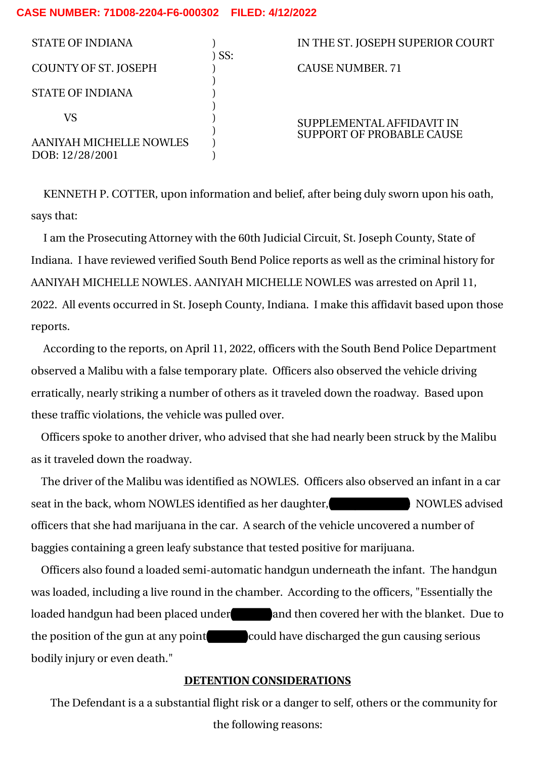CASE NUMBER: 71D08-2204-F6-000302 FILED: 4/12/2022

| | | |
|---|---|---|
| STATE OF INDIANA | ) | IN THE ST. JOSEPH SUPERIOR COURT |
| | ) SS: | |
| COUNTY OF ST. JOSEPH | ) | CAUSE NUMBER. 71 |
| | ) | |
| STATE OF INDIANA | ) | |
| | ) | |
| VS | ) | SUPPLEMENTAL AFFIDAVIT IN SUPPORT OF PROBABLE CAUSE |
| | ) | |
| AANIYAH MICHELLE NOWLES DOB: 12/28/2001 | ) | |

KENNETH P. COTTER, upon information and belief, after being duly sworn upon his oath, says that:

I am the Prosecuting Attorney with the 60th Judicial Circuit, St. Joseph County, State of Indiana. I have reviewed verified South Bend Police reports as well as the criminal history for AANIYAH MICHELLE NOWLES. AANIYAH MICHELLE NOWLES was arrested on April 11, 2022. All events occurred in St. Joseph County, Indiana. I make this affidavit based upon those reports.

According to the reports, on April 11, 2022, officers with the South Bend Police Department observed a Malibu with a false temporary plate. Officers also observed the vehicle driving erratically, nearly striking a number of others as it traveled down the roadway. Based upon these traffic violations, the vehicle was pulled over.

Officers spoke to another driver, who advised that she had nearly been struck by the Malibu as it traveled down the roadway.

The driver of the Malibu was identified as NOWLES. Officers also observed an infant in a car seat in the back, whom NOWLES identified as her daughter, [REDACTED] NOWLES advised officers that she had marijuana in the car. A search of the vehicle uncovered a number of baggies containing a green leafy substance that tested positive for marijuana.

Officers also found a loaded semi-automatic handgun underneath the infant. The handgun was loaded, including a live round in the chamber. According to the officers, "Essentially the loaded handgun had been placed under [REDACTED] and then covered her with the blanket. Due to the position of the gun at any point [REDACTED] could have discharged the gun causing serious bodily injury or even death."

**DETENTION CONSIDERATIONS**

The Defendant is a a substantial flight risk or a danger to self, others or the community for the following reasons: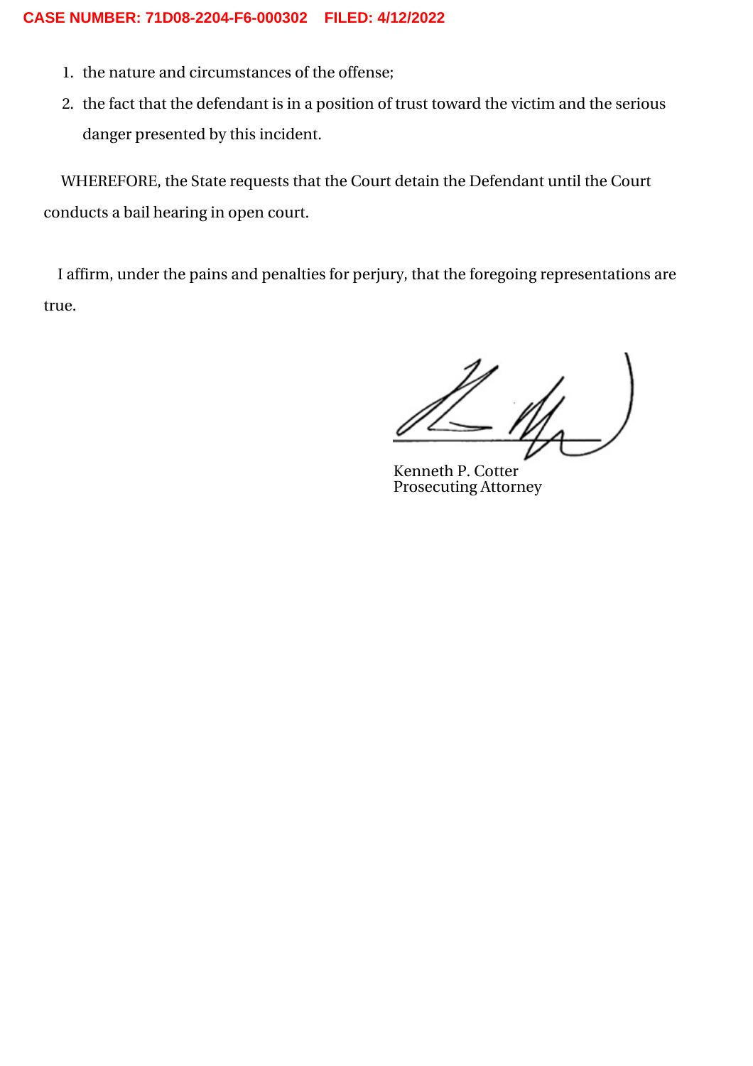CASE NUMBER: 71D08-2204-F6-000302 FILED: 4/12/2022

1. the nature and circumstances of the offense;
2. the fact that the defendant is in a position of trust toward the victim and the serious danger presented by this incident.

WHEREFORE, the State requests that the Court detain the Defendant until the Court conducts a bail hearing in open court.

I affirm, under the pains and penalties for perjury, that the foregoing representations are true.

Kenneth P. Cotter
Prosecuting Attorney